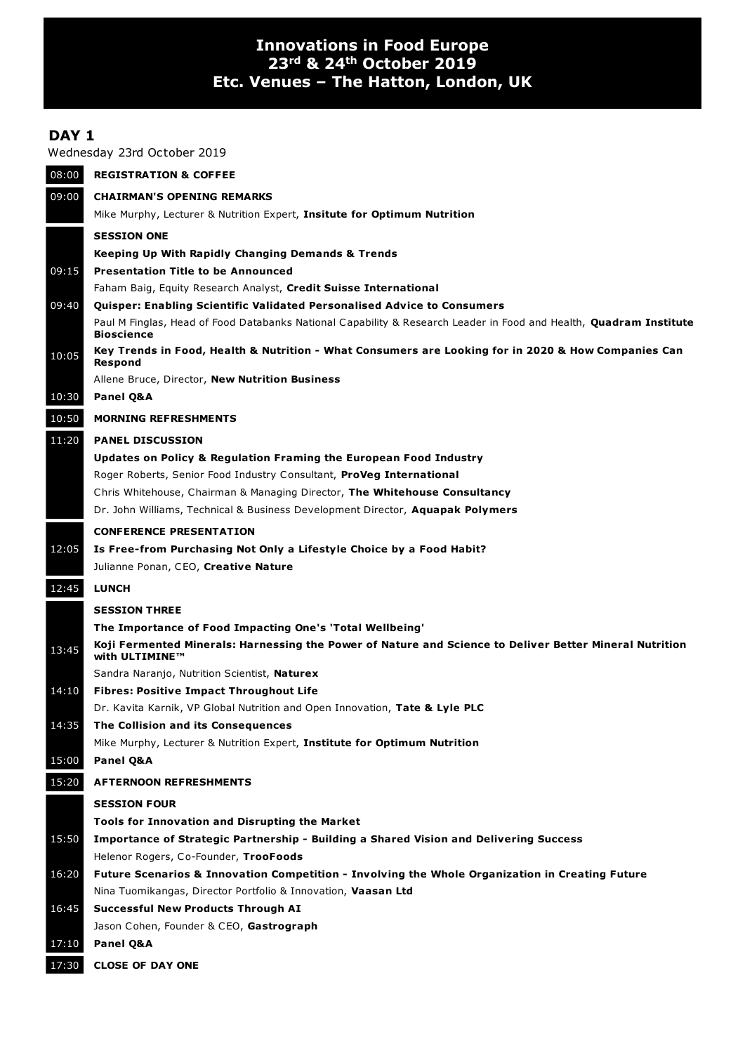# Innovations in Food Europe
## 23rd & 24th October 2019
## Etc. Venues – The Hatton, London, UK

## DAY 1

Wednesday 23rd October 2019

08:00 **REGISTRATION & COFFEE**

09:00 **CHAIRMAN'S OPENING REMARKS**

Mike Murphy, Lecturer & Nutrition Expert, **Insitute for Optimum Nutrition**

**SESSION ONE**

**Keeping Up With Rapidly Changing Demands & Trends**

09:15 **Presentation Title to be Announced**

Faham Baig, Equity Research Analyst, **Credit Suisse International**

09:40 **Quisper: Enabling Scientific Validated Personalised Advice to Consumers**

Paul M Finglas, Head of Food Databanks National Capability & Research Leader in Food and Health, **Quadram Institute Bioscience**

10:05 **Key Trends in Food, Health & Nutrition - What Consumers are Looking for in 2020 & How Companies Can Respond**

Allene Bruce, Director, **New Nutrition Business**

10:30 **Panel Q&A**

10:50 **MORNING REFRESHMENTS**

11:20 **PANEL DISCUSSION**

**Updates on Policy & Regulation Framing the European Food Industry**

Roger Roberts, Senior Food Industry Consultant, **ProVeg International**

Chris Whitehouse, Chairman & Managing Director, **The Whitehouse Consultancy**

Dr. John Williams, Technical & Business Development Director, **Aquapak Polymers**

**CONFERENCE PRESENTATION**

12:05 **Is Free-from Purchasing Not Only a Lifestyle Choice by a Food Habit?**

Julianne Ponan, CEO, **Creative Nature**

12:45 **LUNCH**

**SESSION THREE**

**The Importance of Food Impacting One's 'Total Wellbeing'**

13:45 **Koji Fermented Minerals: Harnessing the Power of Nature and Science to Deliver Better Mineral Nutrition with ULTIMINE™**

Sandra Naranjo, Nutrition Scientist, **Naturex**

14:10 **Fibres: Positive Impact Throughout Life**

Dr. Kavita Karnik, VP Global Nutrition and Open Innovation, **Tate & Lyle PLC**

14:35 **The Collision and its Consequences**

Mike Murphy, Lecturer & Nutrition Expert, **Institute for Optimum Nutrition**

15:00 **Panel Q&A**

15:20 **AFTERNOON REFRESHMENTS**

**SESSION FOUR**

**Tools for Innovation and Disrupting the Market**

15:50 **Importance of Strategic Partnership - Building a Shared Vision and Delivering Success**

Helenor Rogers, Co-Founder, **TrooFoods**

16:20 **Future Scenarios & Innovation Competition - Involving the Whole Organization in Creating Future**

Nina Tuomikangas, Director Portfolio & Innovation, **Vaasan Ltd**

16:45 **Successful New Products Through AI**

Jason Cohen, Founder & CEO, **Gastrograph**

17:10 **Panel Q&A**

17:30 **CLOSE OF DAY ONE**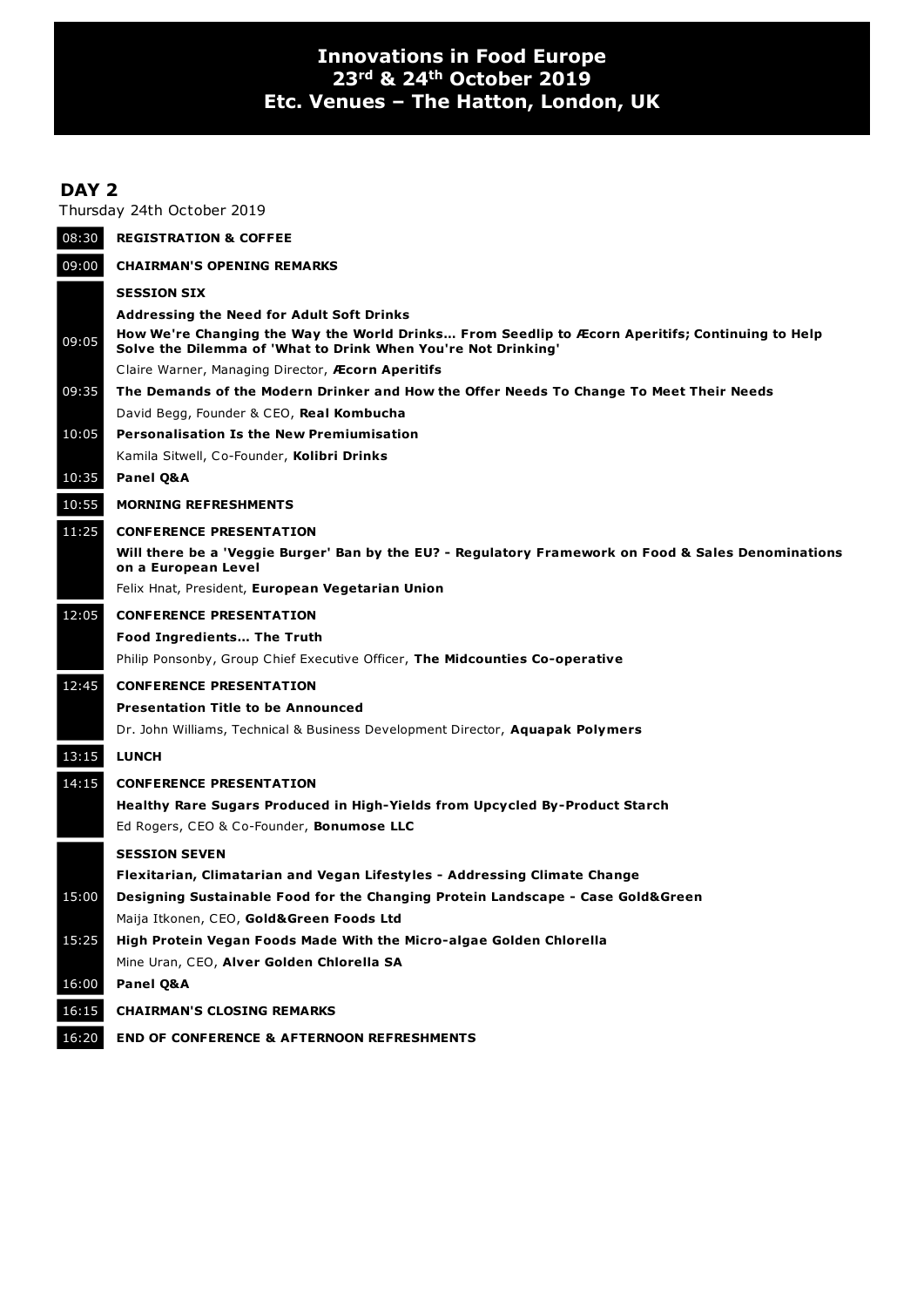# Innovations in Food Europe
# 23rd & 24th October 2019
# Etc. Venues – The Hatton, London, UK

## DAY 2

Thursday 24th October 2019

**08:30** **REGISTRATION & COFFEE**

**09:00** **CHAIRMAN'S OPENING REMARKS**

**SESSION SIX**

**Addressing the Need for Adult Soft Drinks**

**09:05** **How We're Changing the Way the World Drinks… From Seedlip to Æcorn Aperitifs; Continuing to Help Solve the Dilemma of 'What to Drink When You're Not Drinking'**

Claire Warner, Managing Director, **Æcorn Aperitifs**

**09:35** **The Demands of the Modern Drinker and How the Offer Needs To Change To Meet Their Needs**

David Begg, Founder & CEO, **Real Kombucha**

**10:05** **Personalisation Is the New Premiumisation**

Kamila Sitwell, Co-Founder, **Kolibri Drinks**

**10:35** **Panel Q&A**

**10:55** **MORNING REFRESHMENTS**

**11:25** **CONFERENCE PRESENTATION**

**Will there be a 'Veggie Burger' Ban by the EU? - Regulatory Framework on Food & Sales Denominations on a European Level**

Felix Hnat, President, **European Vegetarian Union**

**12:05** **CONFERENCE PRESENTATION**

**Food Ingredients… The Truth**

Philip Ponsonby, Group Chief Executive Officer, **The Midcounties Co-operative**

**12:45** **CONFERENCE PRESENTATION**

**Presentation Title to be Announced**

Dr. John Williams, Technical & Business Development Director, **Aquapak Polymers**

**13:15** **LUNCH**

**14:15** **CONFERENCE PRESENTATION**

**Healthy Rare Sugars Produced in High-Yields from Upcycled By-Product Starch**

Ed Rogers, CEO & Co-Founder, **Bonumose LLC**

**SESSION SEVEN**

**Flexitarian, Climatarian and Vegan Lifestyles - Addressing Climate Change**

**15:00** **Designing Sustainable Food for the Changing Protein Landscape - Case Gold&Green**

Maija Itkonen, CEO, **Gold&Green Foods Ltd**

**15:25** **High Protein Vegan Foods Made With the Micro-algae Golden Chlorella**

Mine Uran, CEO, **Alver Golden Chlorella SA**

**16:00** **Panel Q&A**

**16:15** **CHAIRMAN'S CLOSING REMARKS**

**16:20** **END OF CONFERENCE & AFTERNOON REFRESHMENTS**